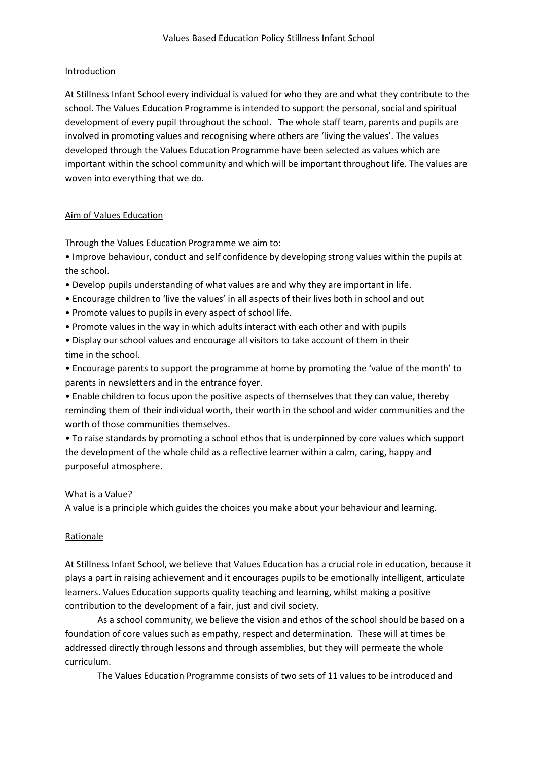# Values Based Education Policy Stillness Infant School

## Introduction

At Stillness Infant School every individual is valued for who they are and what they contribute to the school. The Values Education Programme is intended to support the personal, social and spiritual development of every pupil throughout the school. The whole staff team, parents and pupils are involved in promoting values and recognising where others are 'living the values'. The values developed through the Values Education Programme have been selected as values which are important within the school community and which will be important throughout life. The values are woven into everything that we do.

## Aim of Values Education

Through the Values Education Programme we aim to:

- Improve behaviour, conduct and self confidence by developing strong values within the pupils at the school.
- Develop pupils understanding of what values are and why they are important in life.
- Encourage children to 'live the values' in all aspects of their lives both in school and out
- Promote values to pupils in every aspect of school life.
- Promote values in the way in which adults interact with each other and with pupils
- Display our school values and encourage all visitors to take account of them in their time in the school.
- Encourage parents to support the programme at home by promoting the 'value of the month' to parents in newsletters and in the entrance foyer.
- Enable children to focus upon the positive aspects of themselves that they can value, thereby reminding them of their individual worth, their worth in the school and wider communities and the worth of those communities themselves.
- To raise standards by promoting a school ethos that is underpinned by core values which support the development of the whole child as a reflective learner within a calm, caring, happy and purposeful atmosphere.

## What is a Value?

A value is a principle which guides the choices you make about your behaviour and learning.

## Rationale

At Stillness Infant School, we believe that Values Education has a crucial role in education, because it plays a part in raising achievement and it encourages pupils to be emotionally intelligent, articulate learners. Values Education supports quality teaching and learning, whilst making a positive contribution to the development of a fair, just and civil society.

As a school community, we believe the vision and ethos of the school should be based on a foundation of core values such as empathy, respect and determination. These will at times be addressed directly through lessons and through assemblies, but they will permeate the whole curriculum.

The Values Education Programme consists of two sets of 11 values to be introduced and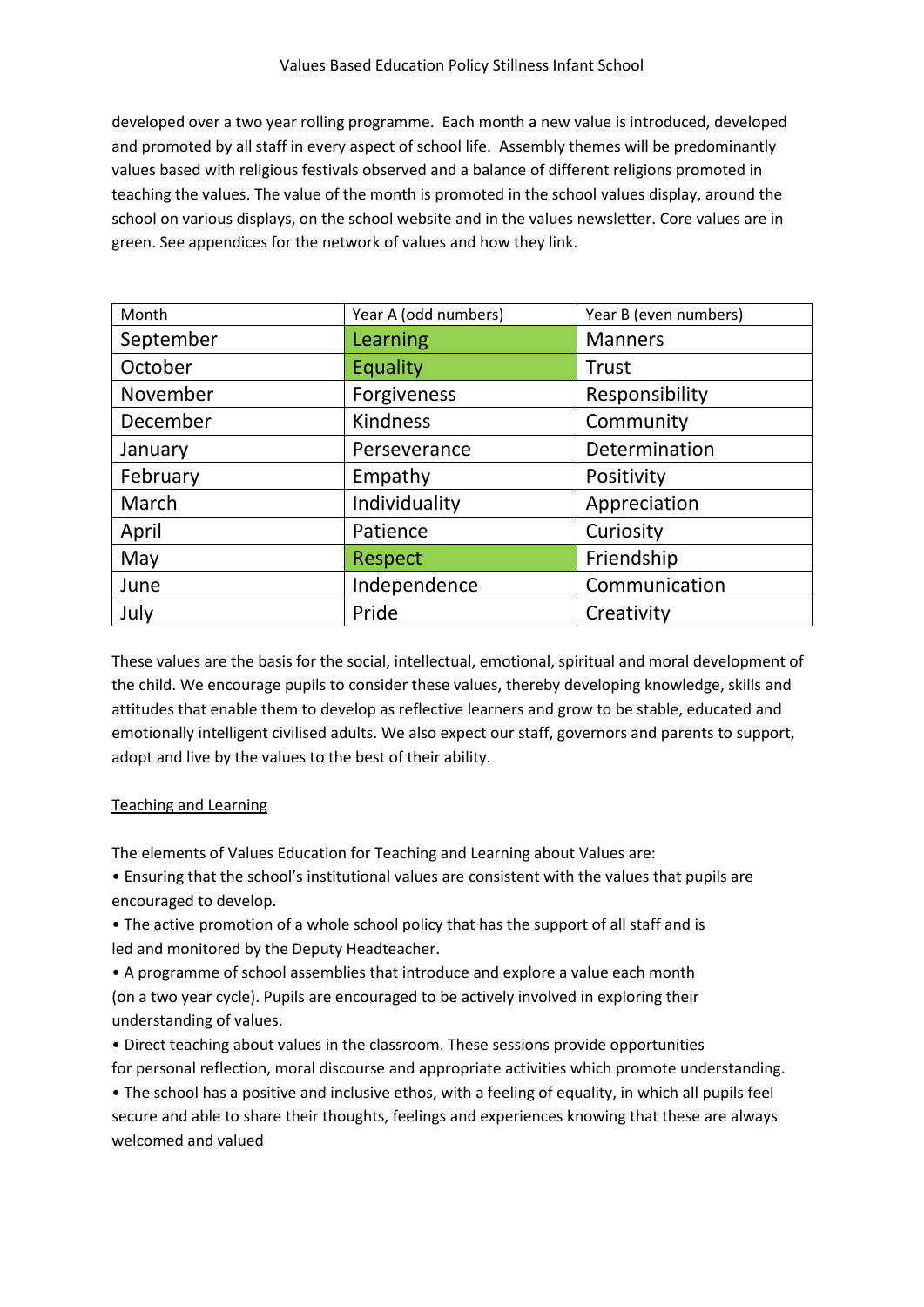developed over a two year rolling programme. Each month a new value is introduced, developed and promoted by all staff in every aspect of school life. Assembly themes will be predominantly values based with religious festivals observed and a balance of different religions promoted in teaching the values. The value of the month is promoted in the school values display, around the school on various displays, on the school website and in the values newsletter. Core values are in green. See appendices for the network of values and how they link.

| Month | Year A (odd numbers) | Year B (even numbers) |
|---|---|---|
| September | Learning | Manners |
| October | Equality | Trust |
| November | Forgiveness | Responsibility |
| December | Kindness | Community |
| January | Perseverance | Determination |
| February | Empathy | Positivity |
| March | Individuality | Appreciation |
| April | Patience | Curiosity |
| May | Respect | Friendship |
| June | Independence | Communication |
| July | Pride | Creativity |

These values are the basis for the social, intellectual, emotional, spiritual and moral development of the child. We encourage pupils to consider these values, thereby developing knowledge, skills and attitudes that enable them to develop as reflective learners and grow to be stable, educated and emotionally intelligent civilised adults. We also expect our staff, governors and parents to support, adopt and live by the values to the best of their ability.

Teaching and Learning

The elements of Values Education for Teaching and Learning about Values are:

- Ensuring that the school's institutional values are consistent with the values that pupils are encouraged to develop.
- The active promotion of a whole school policy that has the support of all staff and is led and monitored by the Deputy Headteacher.
- A programme of school assemblies that introduce and explore a value each month (on a two year cycle). Pupils are encouraged to be actively involved in exploring their understanding of values.
- Direct teaching about values in the classroom. These sessions provide opportunities for personal reflection, moral discourse and appropriate activities which promote understanding.
- The school has a positive and inclusive ethos, with a feeling of equality, in which all pupils feel secure and able to share their thoughts, feelings and experiences knowing that these are always welcomed and valued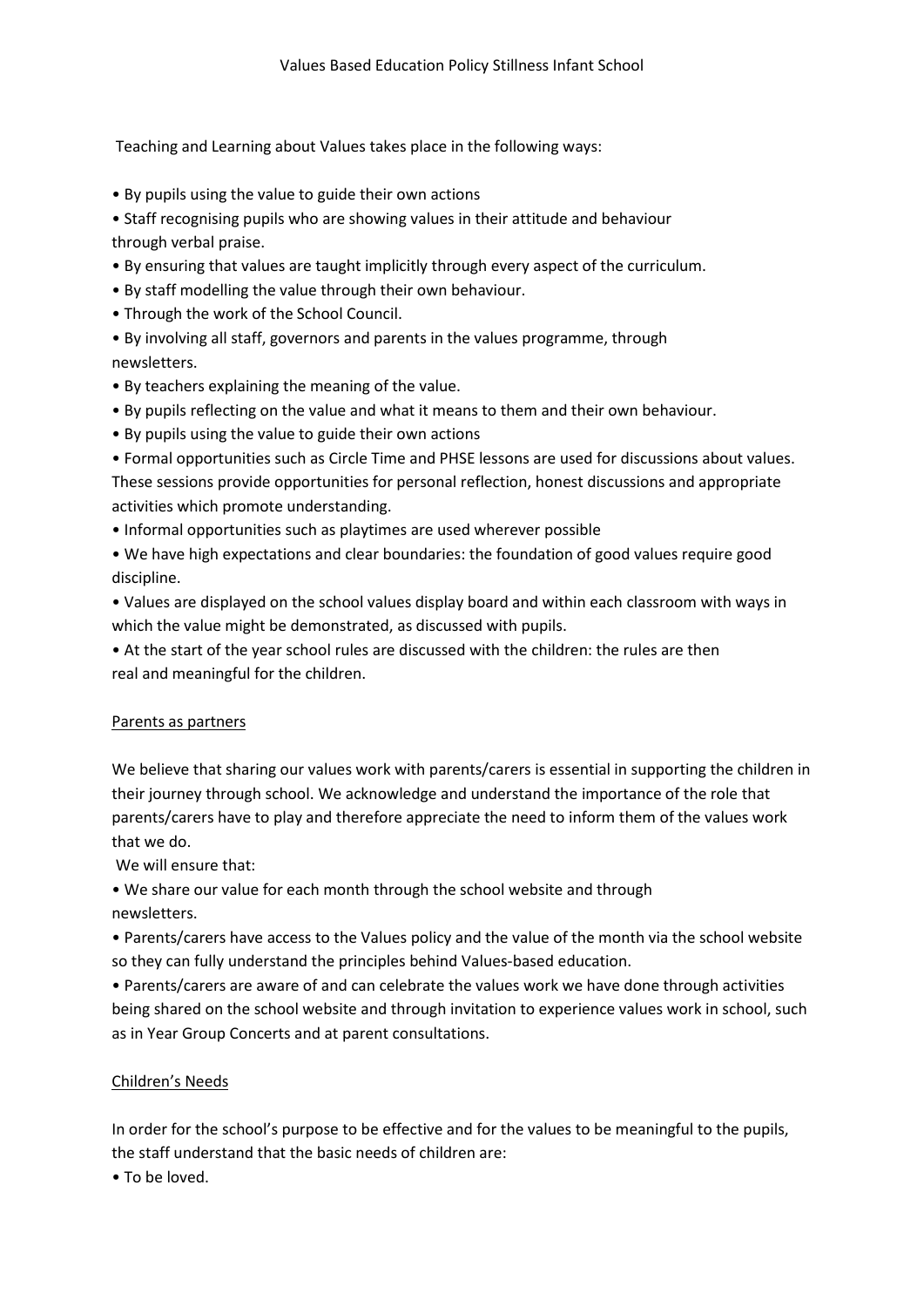Teaching and Learning about Values takes place in the following ways:

- By pupils using the value to guide their own actions
- Staff recognising pupils who are showing values in their attitude and behaviour through verbal praise.
- By ensuring that values are taught implicitly through every aspect of the curriculum.
- By staff modelling the value through their own behaviour.
- Through the work of the School Council.
- By involving all staff, governors and parents in the values programme, through newsletters.
- By teachers explaining the meaning of the value.
- By pupils reflecting on the value and what it means to them and their own behaviour.
- By pupils using the value to guide their own actions
- Formal opportunities such as Circle Time and PHSE lessons are used for discussions about values. These sessions provide opportunities for personal reflection, honest discussions and appropriate activities which promote understanding.
- Informal opportunities such as playtimes are used wherever possible
- We have high expectations and clear boundaries: the foundation of good values require good discipline.
- Values are displayed on the school values display board and within each classroom with ways in which the value might be demonstrated, as discussed with pupils.
- At the start of the year school rules are discussed with the children: the rules are then real and meaningful for the children.

## Parents as partners

We believe that sharing our values work with parents/carers is essential in supporting the children in their journey through school. We acknowledge and understand the importance of the role that parents/carers have to play and therefore appreciate the need to inform them of the values work that we do.

We will ensure that:

- We share our value for each month through the school website and through newsletters.
- Parents/carers have access to the Values policy and the value of the month via the school website so they can fully understand the principles behind Values-based education.
- Parents/carers are aware of and can celebrate the values work we have done through activities being shared on the school website and through invitation to experience values work in school, such as in Year Group Concerts and at parent consultations.

## Children's Needs

In order for the school's purpose to be effective and for the values to be meaningful to the pupils, the staff understand that the basic needs of children are:

- To be loved.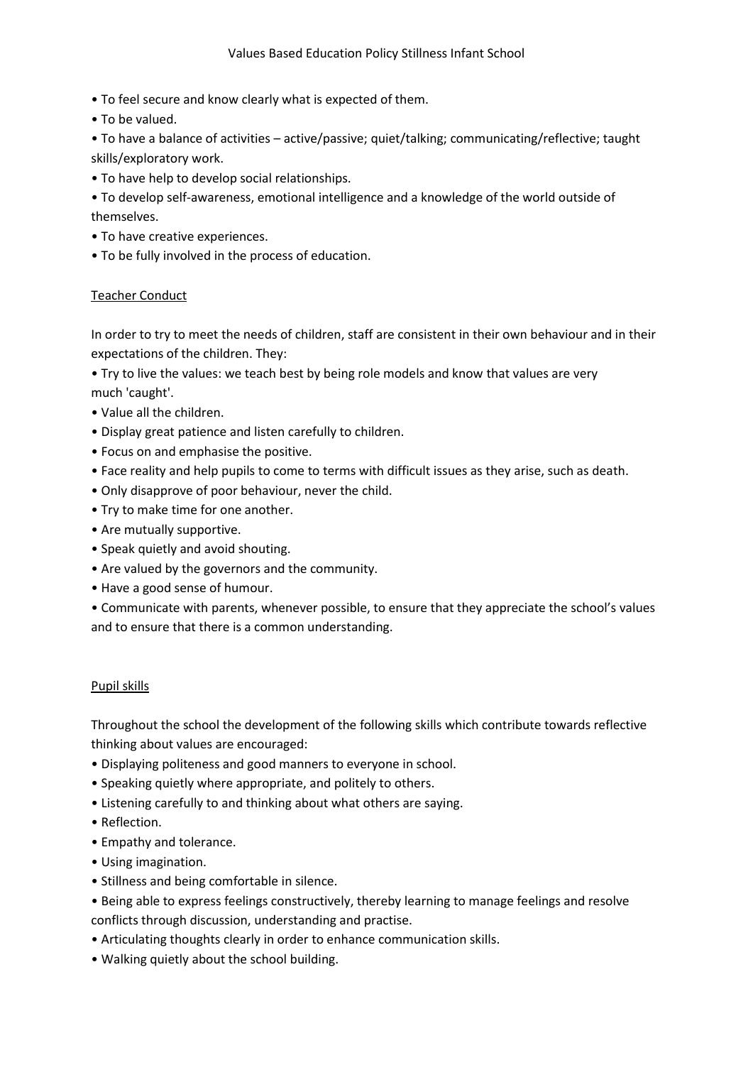- To feel secure and know clearly what is expected of them.
- To be valued.
- To have a balance of activities – active/passive; quiet/talking; communicating/reflective; taught skills/exploratory work.
- To have help to develop social relationships.
- To develop self-awareness, emotional intelligence and a knowledge of the world outside of themselves.
- To have creative experiences.
- To be fully involved in the process of education.

## Teacher Conduct

In order to try to meet the needs of children, staff are consistent in their own behaviour and in their expectations of the children. They:

- Try to live the values: we teach best by being role models and know that values are very much 'caught'.
- Value all the children.
- Display great patience and listen carefully to children.
- Focus on and emphasise the positive.
- Face reality and help pupils to come to terms with difficult issues as they arise, such as death.
- Only disapprove of poor behaviour, never the child.
- Try to make time for one another.
- Are mutually supportive.
- Speak quietly and avoid shouting.
- Are valued by the governors and the community.
- Have a good sense of humour.
- Communicate with parents, whenever possible, to ensure that they appreciate the school's values and to ensure that there is a common understanding.

## Pupil skills

Throughout the school the development of the following skills which contribute towards reflective thinking about values are encouraged:

- Displaying politeness and good manners to everyone in school.
- Speaking quietly where appropriate, and politely to others.
- Listening carefully to and thinking about what others are saying.
- Reflection.
- Empathy and tolerance.
- Using imagination.
- Stillness and being comfortable in silence.
- Being able to express feelings constructively, thereby learning to manage feelings and resolve conflicts through discussion, understanding and practise.
- Articulating thoughts clearly in order to enhance communication skills.
- Walking quietly about the school building.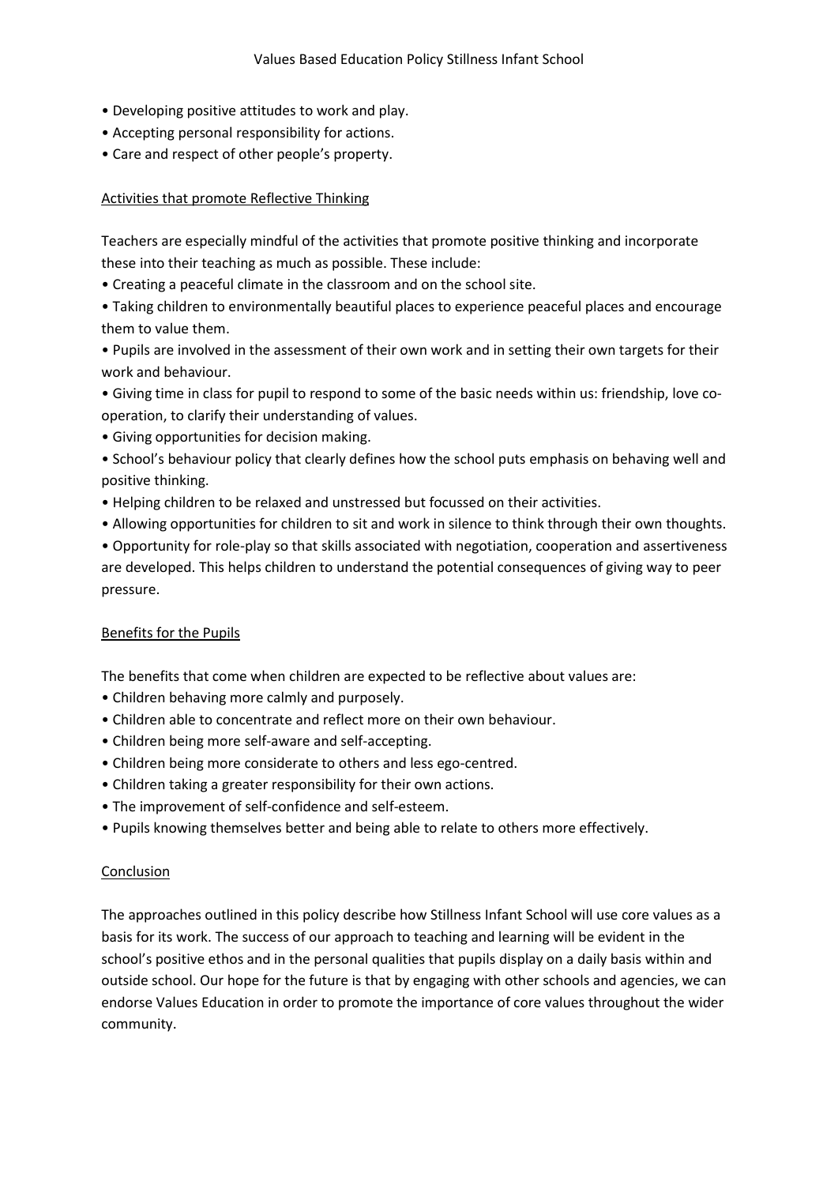- Developing positive attitudes to work and play.
- Accepting personal responsibility for actions.
- Care and respect of other people's property.

<u>Activities that promote Reflective Thinking</u>

Teachers are especially mindful of the activities that promote positive thinking and incorporate these into their teaching as much as possible. These include:

- Creating a peaceful climate in the classroom and on the school site.
- Taking children to environmentally beautiful places to experience peaceful places and encourage them to value them.
- Pupils are involved in the assessment of their own work and in setting their own targets for their work and behaviour.
- Giving time in class for pupil to respond to some of the basic needs within us: friendship, love co-operation, to clarify their understanding of values.
- Giving opportunities for decision making.
- School's behaviour policy that clearly defines how the school puts emphasis on behaving well and positive thinking.
- Helping children to be relaxed and unstressed but focussed on their activities.
- Allowing opportunities for children to sit and work in silence to think through their own thoughts.
- Opportunity for role-play so that skills associated with negotiation, cooperation and assertiveness are developed. This helps children to understand the potential consequences of giving way to peer pressure.

<u>Benefits for the Pupils</u>

The benefits that come when children are expected to be reflective about values are:

- Children behaving more calmly and purposely.
- Children able to concentrate and reflect more on their own behaviour.
- Children being more self-aware and self-accepting.
- Children being more considerate to others and less ego-centred.
- Children taking a greater responsibility for their own actions.
- The improvement of self-confidence and self-esteem.
- Pupils knowing themselves better and being able to relate to others more effectively.

<u>Conclusion</u>

The approaches outlined in this policy describe how Stillness Infant School will use core values as a basis for its work. The success of our approach to teaching and learning will be evident in the school's positive ethos and in the personal qualities that pupils display on a daily basis within and outside school. Our hope for the future is that by engaging with other schools and agencies, we can endorse Values Education in order to promote the importance of core values throughout the wider community.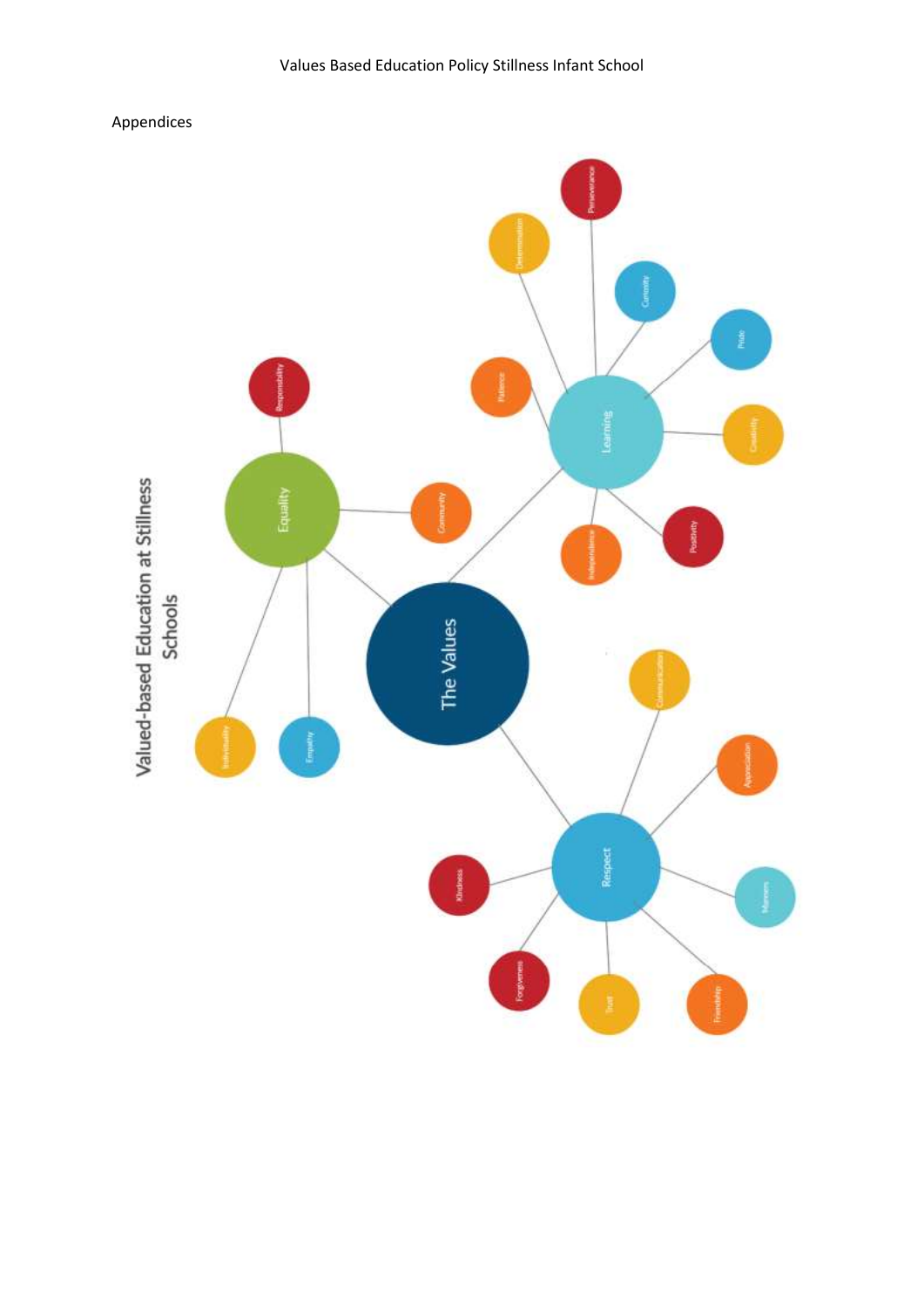Appendices

Valued-based Education at Stillness Schools

The Values

Equality

Responsibility

Community

Individuality

Empathy

Learning

Perseverance

Determination

Curiosity

Pride

Patience

Creativity

Positivity

Independence

Respect

Communication

Appreciation

Manners

Friendship

Trust

Forgiveness

Kindness